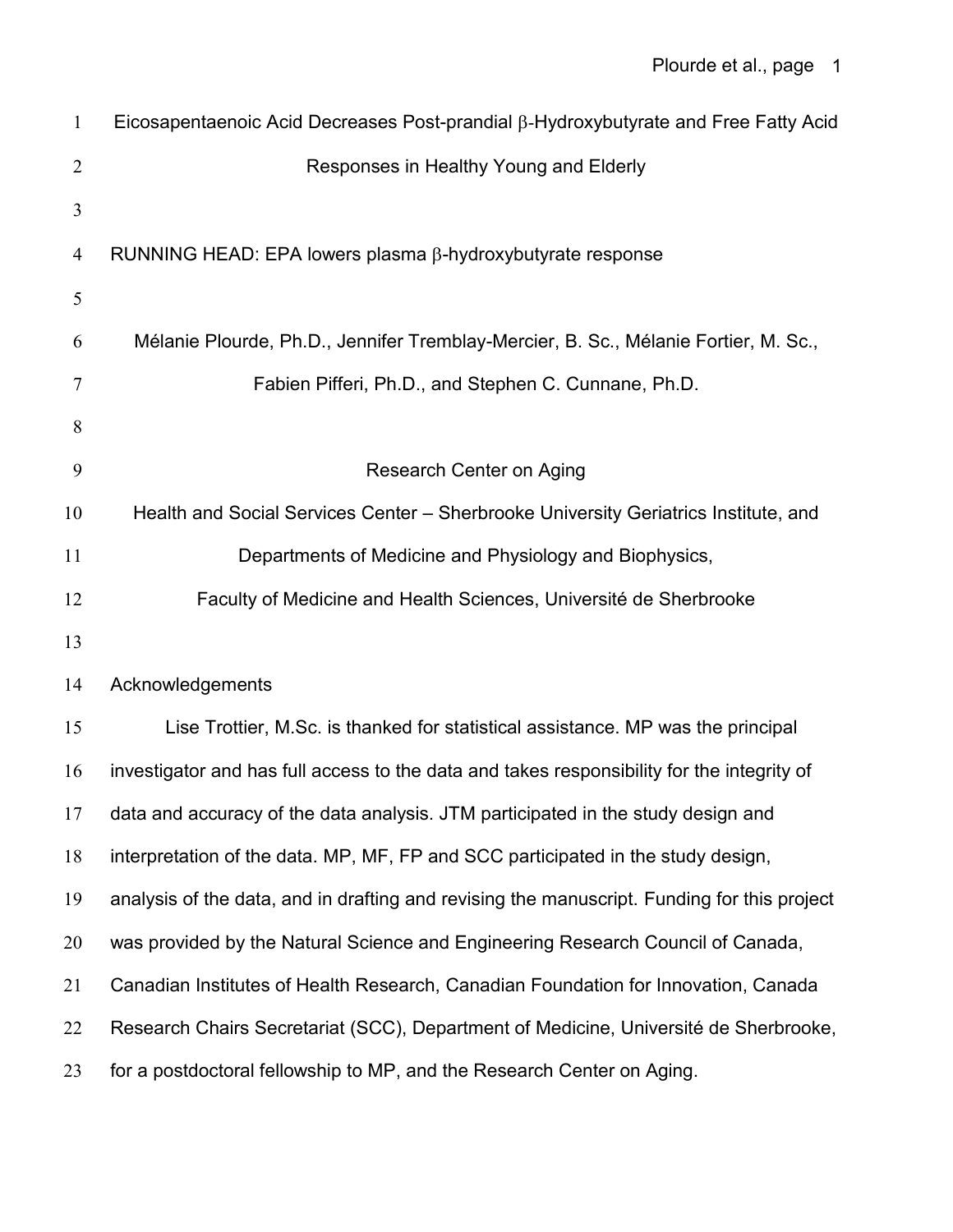# Eicosapentaenoic Acid Decreases Post-prandial β-Hydroxybutyrate and Free Fatty Acid Responses in Healthy Young and Elderly

RUNNING HEAD: EPA lowers plasma β-hydroxybutyrate response

Mélanie Plourde, Ph.D., Jennifer Tremblay-Mercier, B. Sc., Mélanie Fortier, M. Sc., Fabien Pifferi, Ph.D., and Stephen C. Cunnane, Ph.D.

Research Center on Aging

Health and Social Services Center – Sherbrooke University Geriatrics Institute, and

Departments of Medicine and Physiology and Biophysics,

Faculty of Medicine and Health Sciences, Université de Sherbrooke

## Acknowledgements

Lise Trottier, M.Sc. is thanked for statistical assistance. MP was the principal investigator and has full access to the data and takes responsibility for the integrity of data and accuracy of the data analysis. JTM participated in the study design and interpretation of the data. MP, MF, FP and SCC participated in the study design, analysis of the data, and in drafting and revising the manuscript. Funding for this project was provided by the Natural Science and Engineering Research Council of Canada, Canadian Institutes of Health Research, Canadian Foundation for Innovation, Canada Research Chairs Secretariat (SCC), Department of Medicine, Université de Sherbrooke, for a postdoctoral fellowship to MP, and the Research Center on Aging.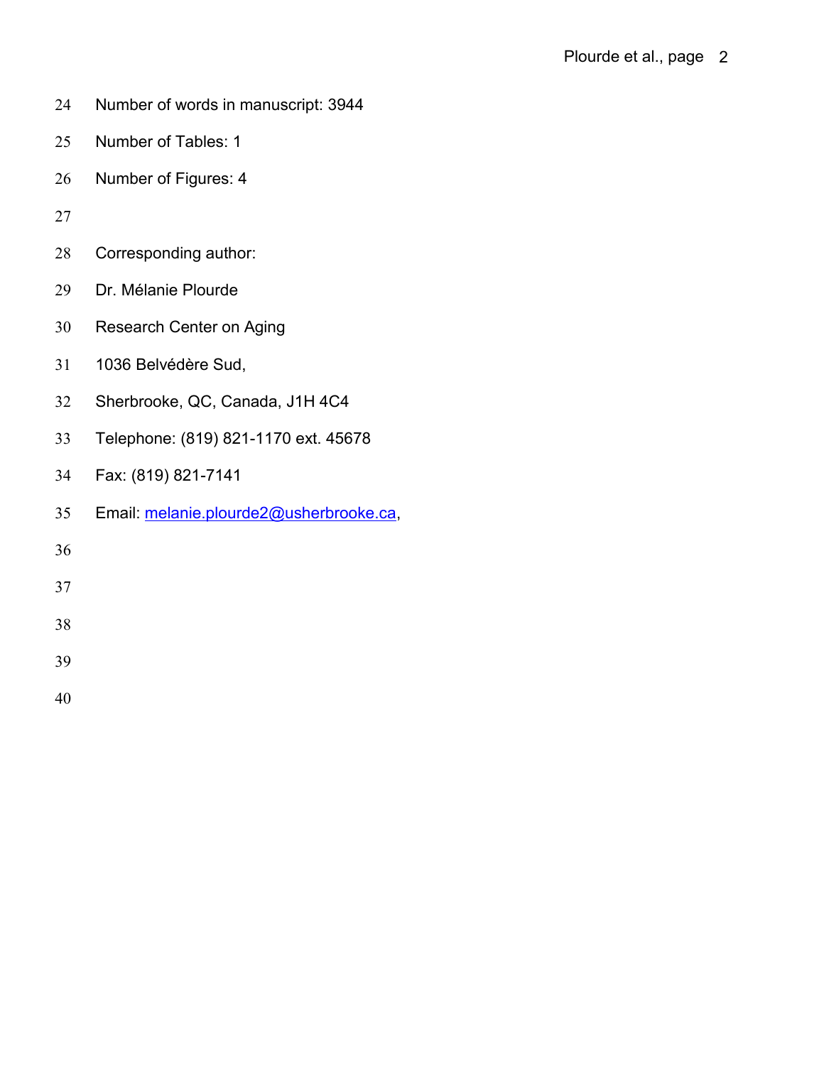Number of words in manuscript: 3944

Number of Tables: 1

Number of Figures: 4

Corresponding author:

Dr. Mélanie Plourde

Research Center on Aging

1036 Belvédère Sud,

Sherbrooke, QC, Canada, J1H 4C4

Telephone: (819) 821-1170 ext. 45678

Fax: (819) 821-7141

Email: melanie.plourde2@usherbrooke.ca,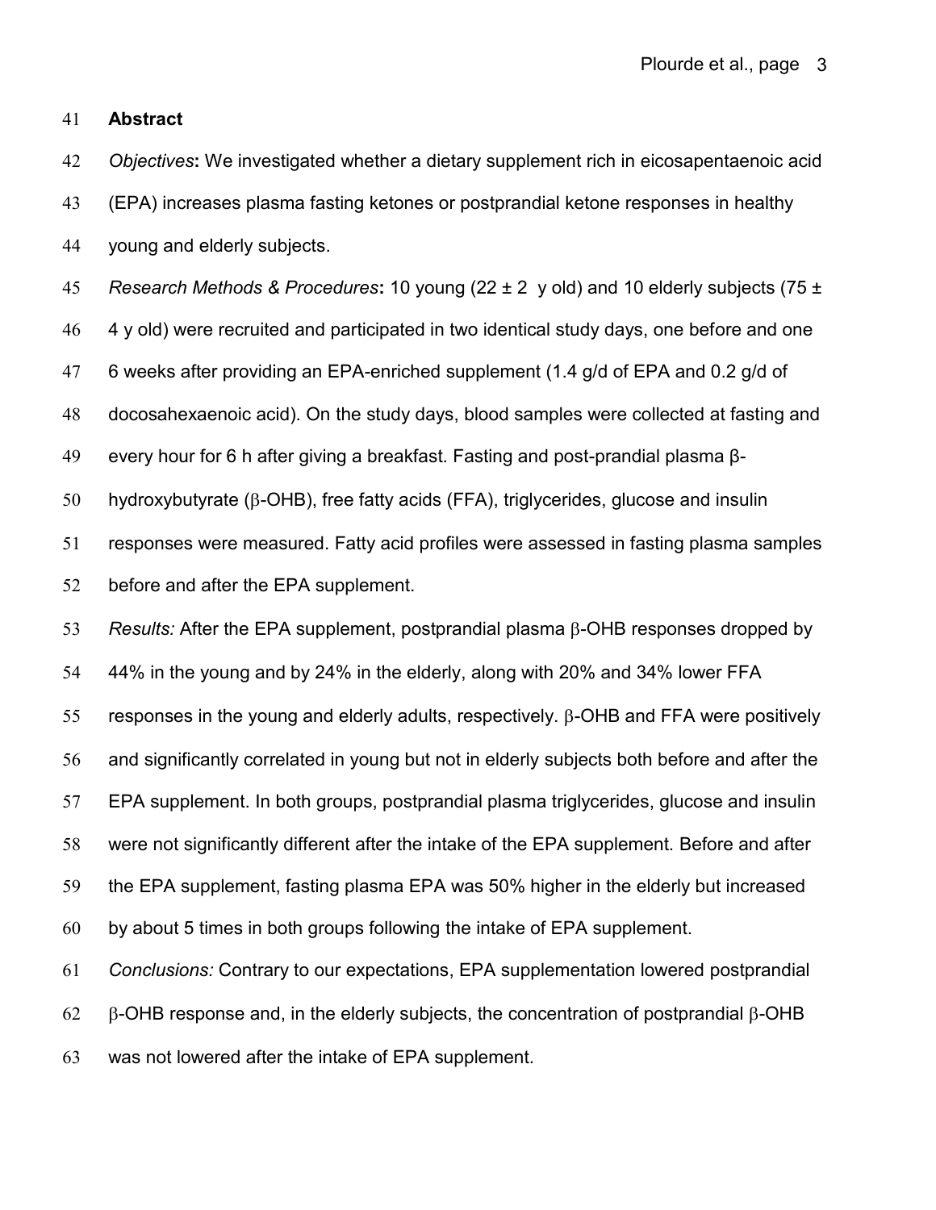## Abstract

*Objectives*: We investigated whether a dietary supplement rich in eicosapentaenoic acid (EPA) increases plasma fasting ketones or postprandial ketone responses in healthy young and elderly subjects.

*Research Methods & Procedures*: 10 young (22 ± 2 y old) and 10 elderly subjects (75 ± 4 y old) were recruited and participated in two identical study days, one before and one 6 weeks after providing an EPA-enriched supplement (1.4 g/d of EPA and 0.2 g/d of docosahexaenoic acid). On the study days, blood samples were collected at fasting and every hour for 6 h after giving a breakfast. Fasting and post-prandial plasma β-hydroxybutyrate (β-OHB), free fatty acids (FFA), triglycerides, glucose and insulin responses were measured. Fatty acid profiles were assessed in fasting plasma samples before and after the EPA supplement.

*Results:* After the EPA supplement, postprandial plasma β-OHB responses dropped by 44% in the young and by 24% in the elderly, along with 20% and 34% lower FFA responses in the young and elderly adults, respectively. β-OHB and FFA were positively and significantly correlated in young but not in elderly subjects both before and after the EPA supplement. In both groups, postprandial plasma triglycerides, glucose and insulin were not significantly different after the intake of the EPA supplement. Before and after the EPA supplement, fasting plasma EPA was 50% higher in the elderly but increased by about 5 times in both groups following the intake of EPA supplement.

*Conclusions:* Contrary to our expectations, EPA supplementation lowered postprandial β-OHB response and, in the elderly subjects, the concentration of postprandial β-OHB was not lowered after the intake of EPA supplement.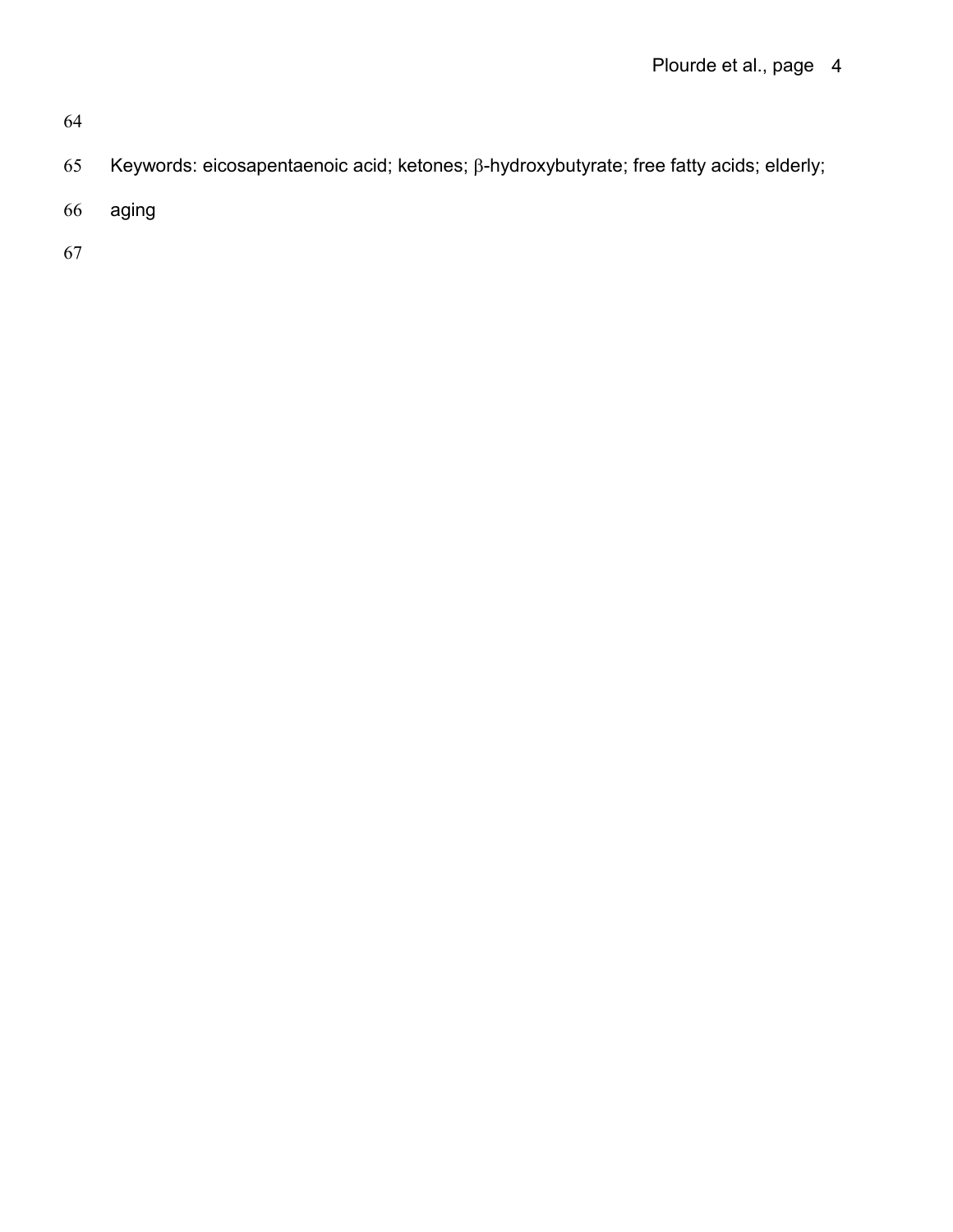Keywords: eicosapentaenoic acid; ketones; β-hydroxybutyrate; free fatty acids; elderly; aging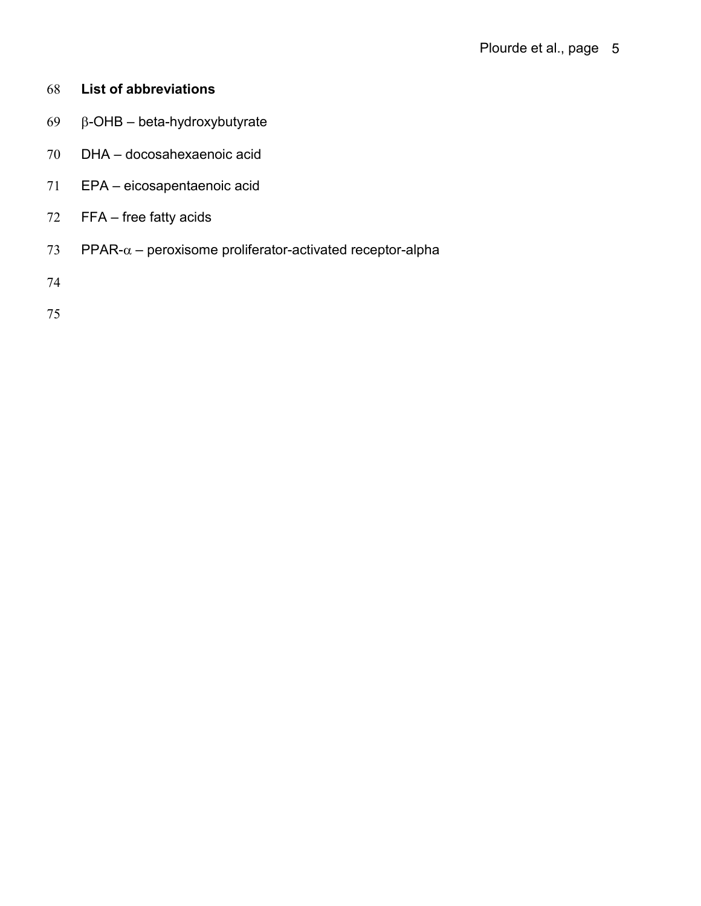## List of abbreviations

β-OHB – beta-hydroxybutyrate

DHA – docosahexaenoic acid

EPA – eicosapentaenoic acid

FFA – free fatty acids

PPAR-α – peroxisome proliferator-activated receptor-alpha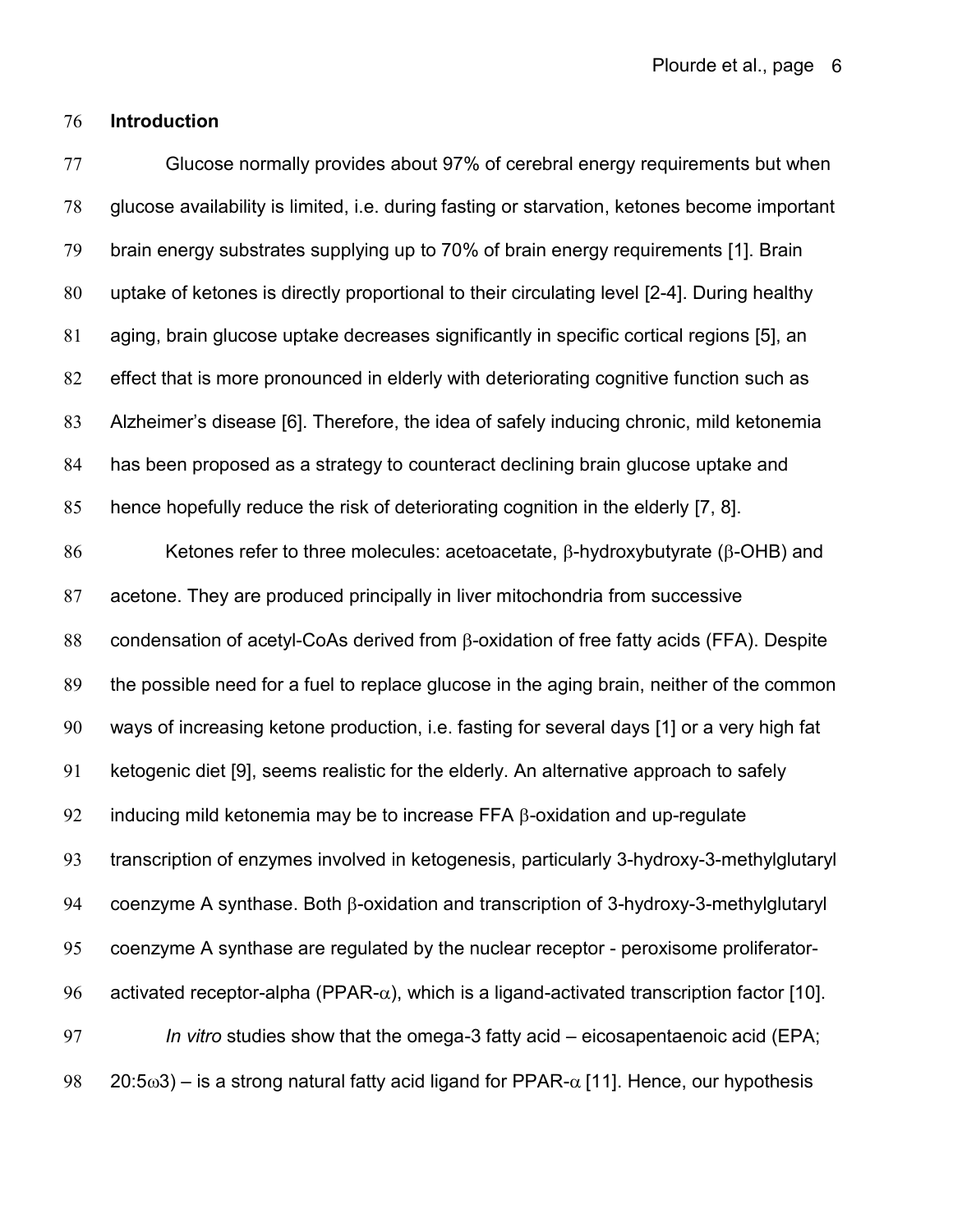## Introduction

Glucose normally provides about 97% of cerebral energy requirements but when glucose availability is limited, i.e. during fasting or starvation, ketones become important brain energy substrates supplying up to 70% of brain energy requirements [1]. Brain uptake of ketones is directly proportional to their circulating level [2-4]. During healthy aging, brain glucose uptake decreases significantly in specific cortical regions [5], an effect that is more pronounced in elderly with deteriorating cognitive function such as Alzheimer's disease [6]. Therefore, the idea of safely inducing chronic, mild ketonemia has been proposed as a strategy to counteract declining brain glucose uptake and hence hopefully reduce the risk of deteriorating cognition in the elderly [7, 8].

Ketones refer to three molecules: acetoacetate, β-hydroxybutyrate (β-OHB) and acetone. They are produced principally in liver mitochondria from successive condensation of acetyl-CoAs derived from β-oxidation of free fatty acids (FFA). Despite the possible need for a fuel to replace glucose in the aging brain, neither of the common ways of increasing ketone production, i.e. fasting for several days [1] or a very high fat ketogenic diet [9], seems realistic for the elderly. An alternative approach to safely inducing mild ketonemia may be to increase FFA β-oxidation and up-regulate transcription of enzymes involved in ketogenesis, particularly 3-hydroxy-3-methylglutaryl coenzyme A synthase. Both β-oxidation and transcription of 3-hydroxy-3-methylglutaryl coenzyme A synthase are regulated by the nuclear receptor - peroxisome proliferator-activated receptor-alpha (PPAR-α), which is a ligand-activated transcription factor [10].

*In vitro* studies show that the omega-3 fatty acid – eicosapentaenoic acid (EPA; 20:5ω3) – is a strong natural fatty acid ligand for PPAR-α [11]. Hence, our hypothesis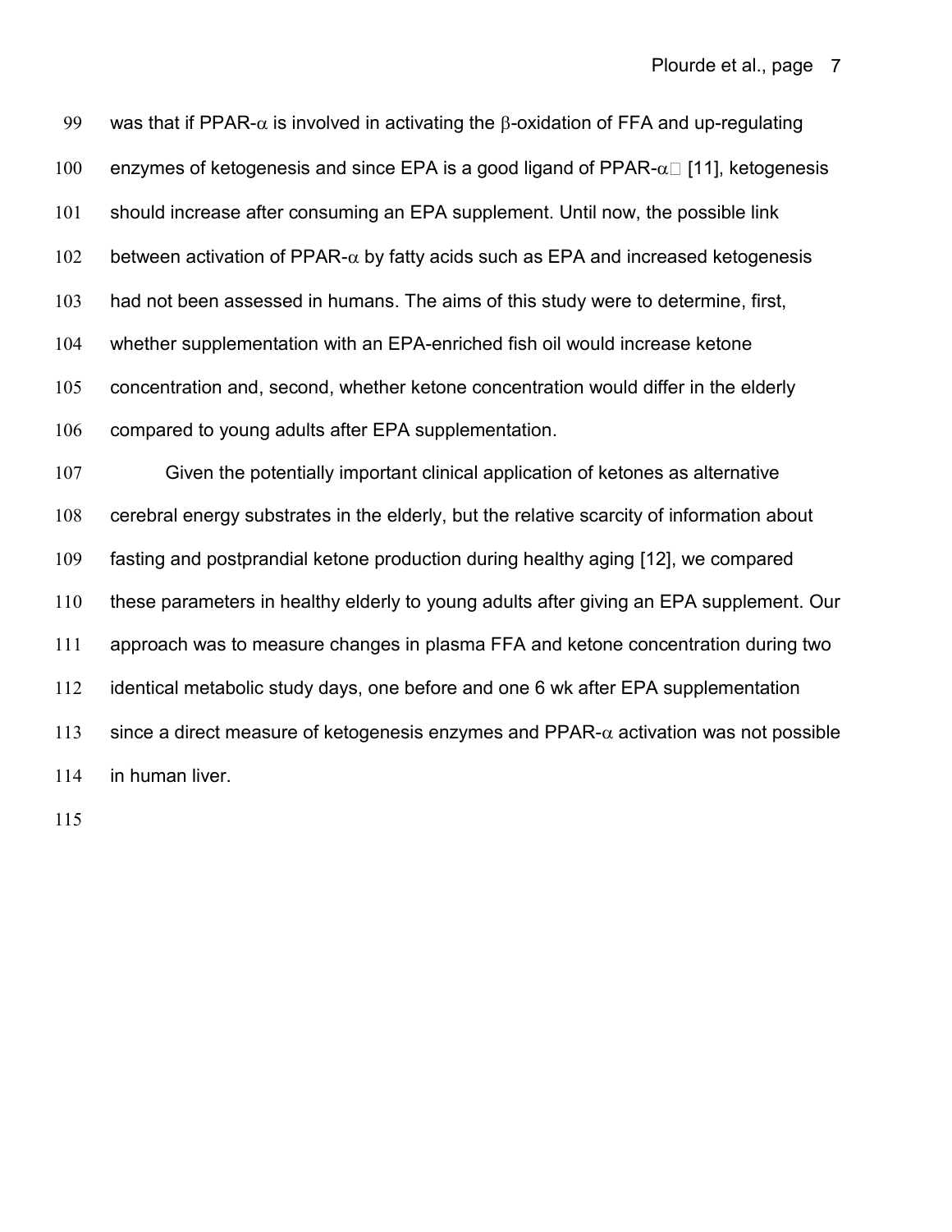was that if PPAR-$\alpha$ is involved in activating the $\beta$-oxidation of FFA and up-regulating enzymes of ketogenesis and since EPA is a good ligand of PPAR-$\alpha$ [11], ketogenesis should increase after consuming an EPA supplement. Until now, the possible link between activation of PPAR-$\alpha$ by fatty acids such as EPA and increased ketogenesis had not been assessed in humans. The aims of this study were to determine, first, whether supplementation with an EPA-enriched fish oil would increase ketone concentration and, second, whether ketone concentration would differ in the elderly compared to young adults after EPA supplementation.

Given the potentially important clinical application of ketones as alternative cerebral energy substrates in the elderly, but the relative scarcity of information about fasting and postprandial ketone production during healthy aging [12], we compared these parameters in healthy elderly to young adults after giving an EPA supplement. Our approach was to measure changes in plasma FFA and ketone concentration during two identical metabolic study days, one before and one 6 wk after EPA supplementation since a direct measure of ketogenesis enzymes and PPAR-$\alpha$ activation was not possible in human liver.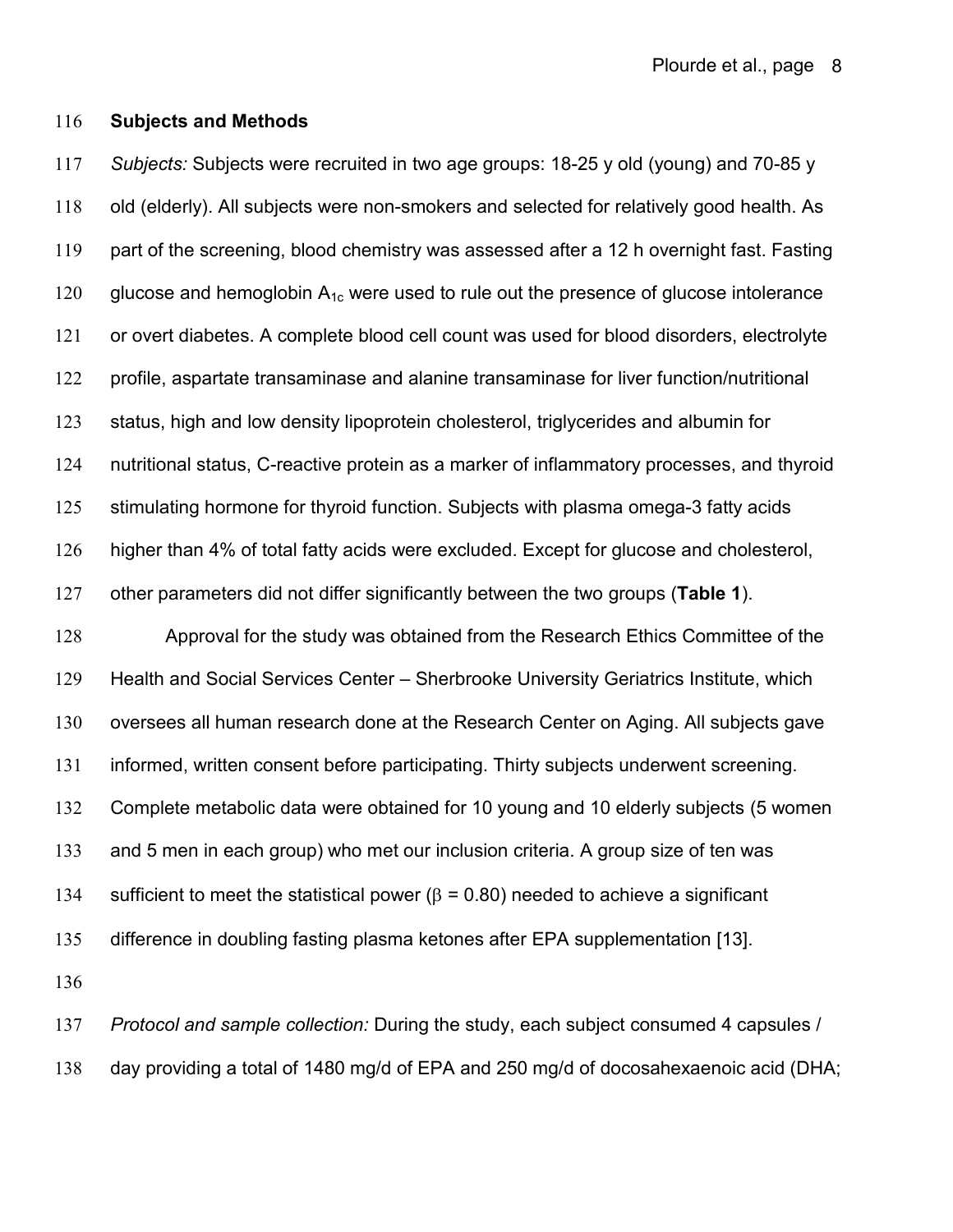## Subjects and Methods

*Subjects:* Subjects were recruited in two age groups: 18-25 y old (young) and 70-85 y old (elderly). All subjects were non-smokers and selected for relatively good health. As part of the screening, blood chemistry was assessed after a 12 h overnight fast. Fasting glucose and hemoglobin $A_{1c}$ were used to rule out the presence of glucose intolerance or overt diabetes. A complete blood cell count was used for blood disorders, electrolyte profile, aspartate transaminase and alanine transaminase for liver function/nutritional status, high and low density lipoprotein cholesterol, triglycerides and albumin for nutritional status, C-reactive protein as a marker of inflammatory processes, and thyroid stimulating hormone for thyroid function. Subjects with plasma omega-3 fatty acids higher than 4% of total fatty acids were excluded. Except for glucose and cholesterol, other parameters did not differ significantly between the two groups (**Table 1**).

Approval for the study was obtained from the Research Ethics Committee of the Health and Social Services Center – Sherbrooke University Geriatrics Institute, which oversees all human research done at the Research Center on Aging. All subjects gave informed, written consent before participating. Thirty subjects underwent screening. Complete metabolic data were obtained for 10 young and 10 elderly subjects (5 women and 5 men in each group) who met our inclusion criteria. A group size of ten was sufficient to meet the statistical power ($\beta = 0.80$) needed to achieve a significant difference in doubling fasting plasma ketones after EPA supplementation [13].

*Protocol and sample collection:* During the study, each subject consumed 4 capsules / day providing a total of 1480 mg/d of EPA and 250 mg/d of docosahexaenoic acid (DHA;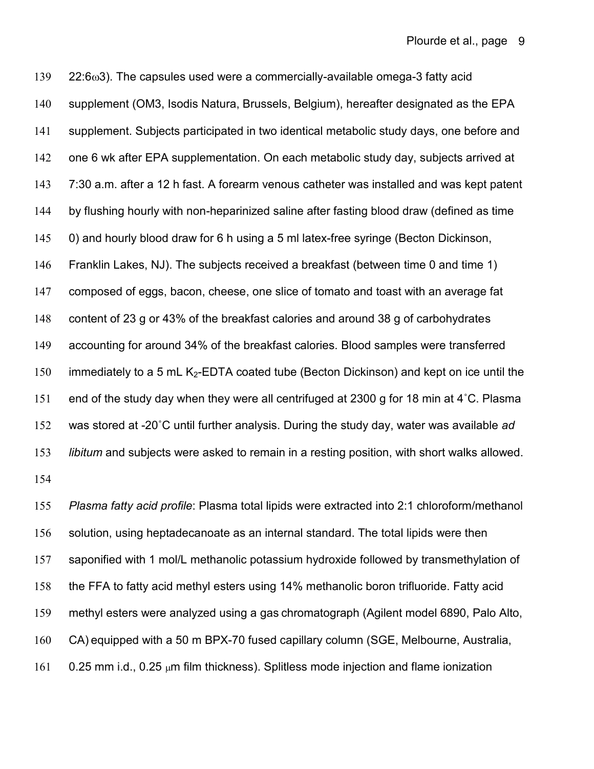22:6ω3). The capsules used were a commercially-available omega-3 fatty acid supplement (OM3, Isodis Natura, Brussels, Belgium), hereafter designated as the EPA supplement. Subjects participated in two identical metabolic study days, one before and one 6 wk after EPA supplementation. On each metabolic study day, subjects arrived at 7:30 a.m. after a 12 h fast. A forearm venous catheter was installed and was kept patent by flushing hourly with non-heparinized saline after fasting blood draw (defined as time 0) and hourly blood draw for 6 h using a 5 ml latex-free syringe (Becton Dickinson, Franklin Lakes, NJ). The subjects received a breakfast (between time 0 and time 1) composed of eggs, bacon, cheese, one slice of tomato and toast with an average fat content of 23 g or 43% of the breakfast calories and around 38 g of carbohydrates accounting for around 34% of the breakfast calories. Blood samples were transferred immediately to a 5 mL $K_2$-EDTA coated tube (Becton Dickinson) and kept on ice until the end of the study day when they were all centrifuged at 2300 g for 18 min at 4˚C. Plasma was stored at -20˚C until further analysis. During the study day, water was available *ad libitum* and subjects were asked to remain in a resting position, with short walks allowed.

*Plasma fatty acid profile*: Plasma total lipids were extracted into 2:1 chloroform/methanol solution, using heptadecanoate as an internal standard. The total lipids were then saponified with 1 mol/L methanolic potassium hydroxide followed by transmethylation of the FFA to fatty acid methyl esters using 14% methanolic boron trifluoride. Fatty acid methyl esters were analyzed using a gas chromatograph (Agilent model 6890, Palo Alto, CA) equipped with a 50 m BPX-70 fused capillary column (SGE, Melbourne, Australia, 0.25 mm i.d., 0.25 μm film thickness). Splitless mode injection and flame ionization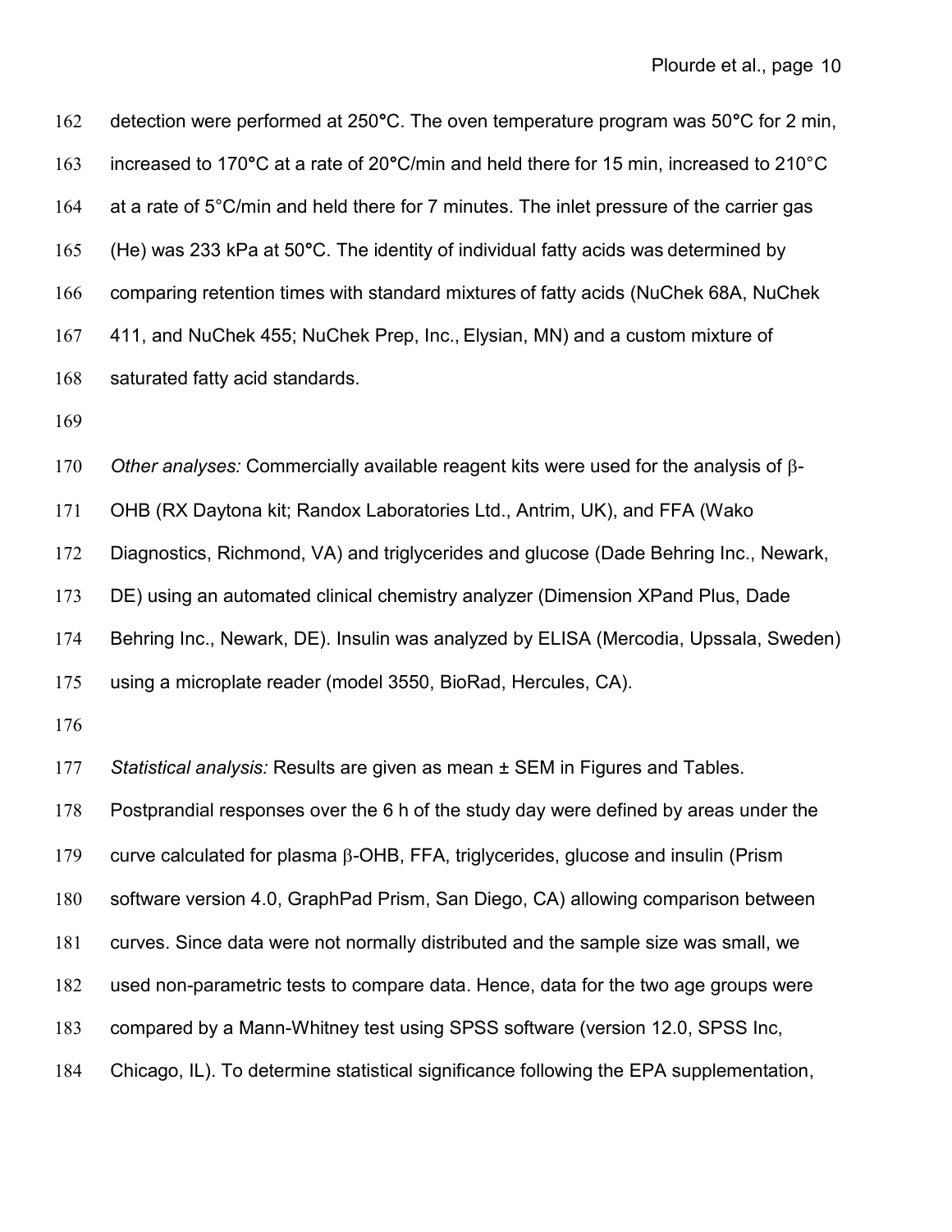detection were performed at 250°C. The oven temperature program was 50°C for 2 min, increased to 170°C at a rate of 20°C/min and held there for 15 min, increased to 210°C at a rate of 5°C/min and held there for 7 minutes. The inlet pressure of the carrier gas (He) was 233 kPa at 50°C. The identity of individual fatty acids was determined by comparing retention times with standard mixtures of fatty acids (NuChek 68A, NuChek 411, and NuChek 455; NuChek Prep, Inc., Elysian, MN) and a custom mixture of saturated fatty acid standards.

*Other analyses:* Commercially available reagent kits were used for the analysis of β-OHB (RX Daytona kit; Randox Laboratories Ltd., Antrim, UK), and FFA (Wako Diagnostics, Richmond, VA) and triglycerides and glucose (Dade Behring Inc., Newark, DE) using an automated clinical chemistry analyzer (Dimension XPand Plus, Dade Behring Inc., Newark, DE). Insulin was analyzed by ELISA (Mercodia, Upssala, Sweden) using a microplate reader (model 3550, BioRad, Hercules, CA).

*Statistical analysis:* Results are given as mean ± SEM in Figures and Tables. Postprandial responses over the 6 h of the study day were defined by areas under the curve calculated for plasma β-OHB, FFA, triglycerides, glucose and insulin (Prism software version 4.0, GraphPad Prism, San Diego, CA) allowing comparison between curves. Since data were not normally distributed and the sample size was small, we used non-parametric tests to compare data. Hence, data for the two age groups were compared by a Mann-Whitney test using SPSS software (version 12.0, SPSS Inc, Chicago, IL). To determine statistical significance following the EPA supplementation,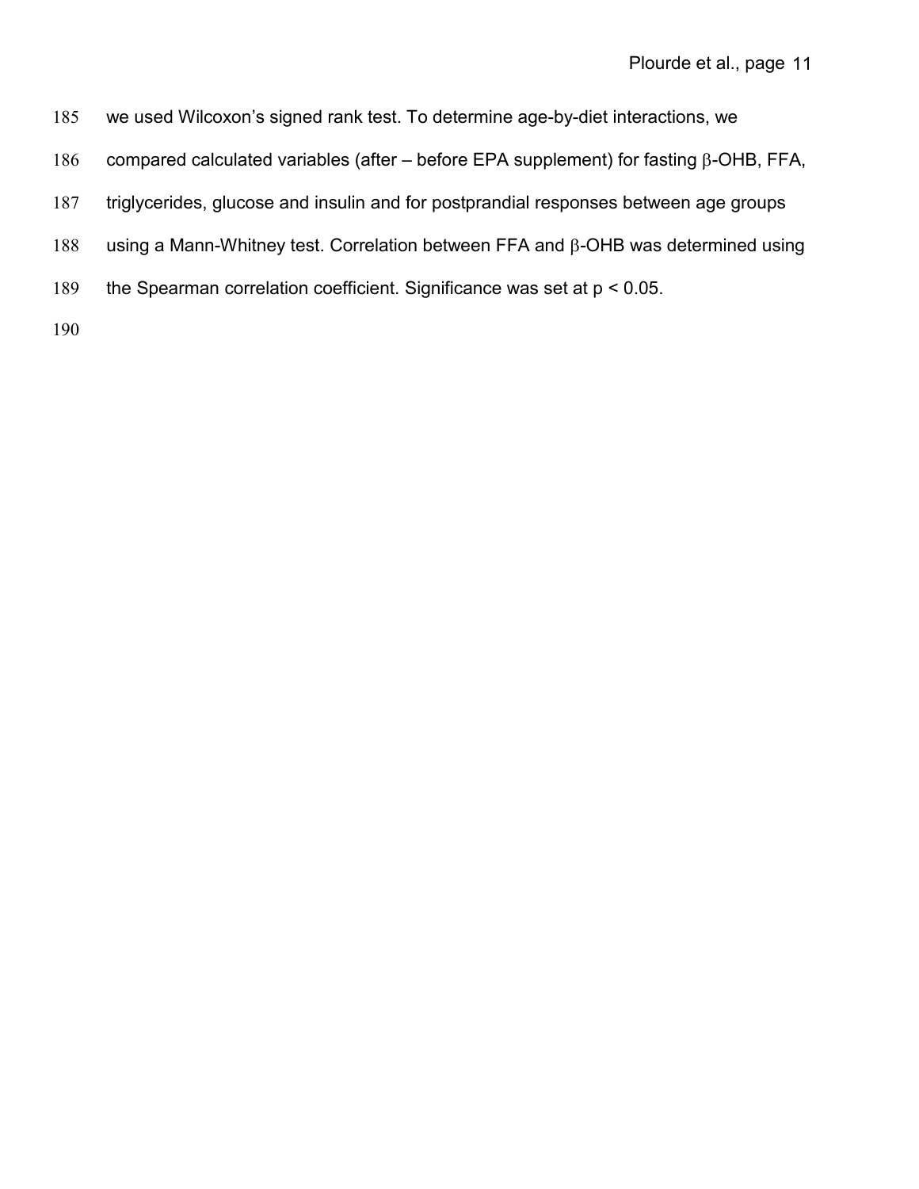we used Wilcoxon's signed rank test. To determine age-by-diet interactions, we compared calculated variables (after – before EPA supplement) for fasting β-OHB, FFA, triglycerides, glucose and insulin and for postprandial responses between age groups using a Mann-Whitney test. Correlation between FFA and β-OHB was determined using the Spearman correlation coefficient. Significance was set at $p < 0.05$.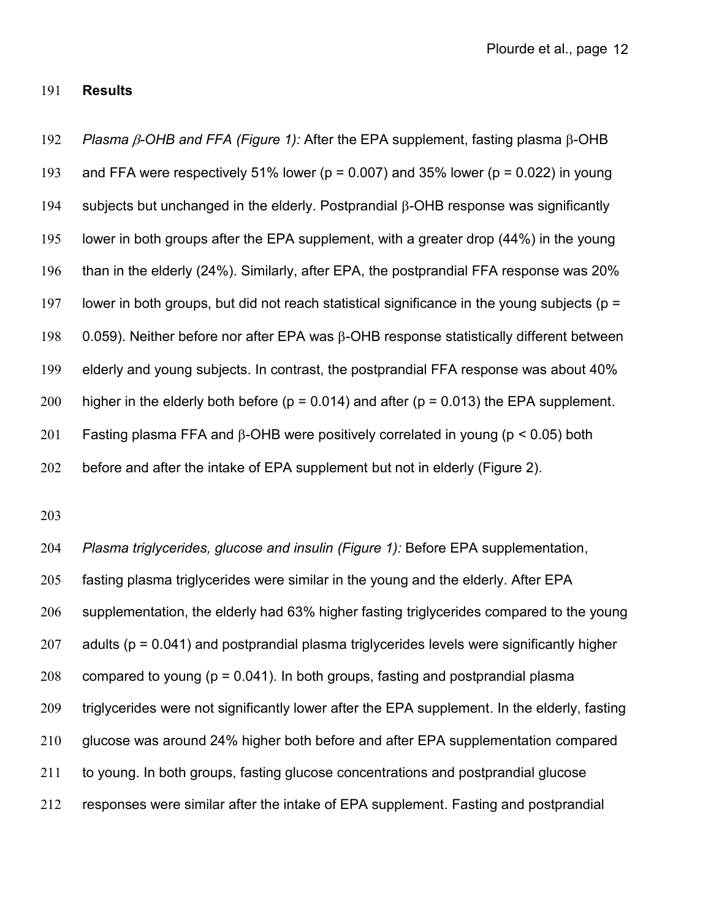**Results**

*Plasma β-OHB and FFA (Figure 1):* After the EPA supplement, fasting plasma β-OHB and FFA were respectively 51% lower ($p = 0.007$) and 35% lower ($p = 0.022$) in young subjects but unchanged in the elderly. Postprandial β-OHB response was significantly lower in both groups after the EPA supplement, with a greater drop (44%) in the young than in the elderly (24%). Similarly, after EPA, the postprandial FFA response was 20% lower in both groups, but did not reach statistical significance in the young subjects ($p = 0.059$). Neither before nor after EPA was β-OHB response statistically different between elderly and young subjects. In contrast, the postprandial FFA response was about 40% higher in the elderly both before ($p = 0.014$) and after ($p = 0.013$) the EPA supplement. Fasting plasma FFA and β-OHB were positively correlated in young ($p < 0.05$) both before and after the intake of EPA supplement but not in elderly (Figure 2).

*Plasma triglycerides, glucose and insulin (Figure 1):* Before EPA supplementation, fasting plasma triglycerides were similar in the young and the elderly. After EPA supplementation, the elderly had 63% higher fasting triglycerides compared to the young adults ($p = 0.041$) and postprandial plasma triglycerides levels were significantly higher compared to young ($p = 0.041$). In both groups, fasting and postprandial plasma triglycerides were not significantly lower after the EPA supplement. In the elderly, fasting glucose was around 24% higher both before and after EPA supplementation compared to young. In both groups, fasting glucose concentrations and postprandial glucose responses were similar after the intake of EPA supplement. Fasting and postprandial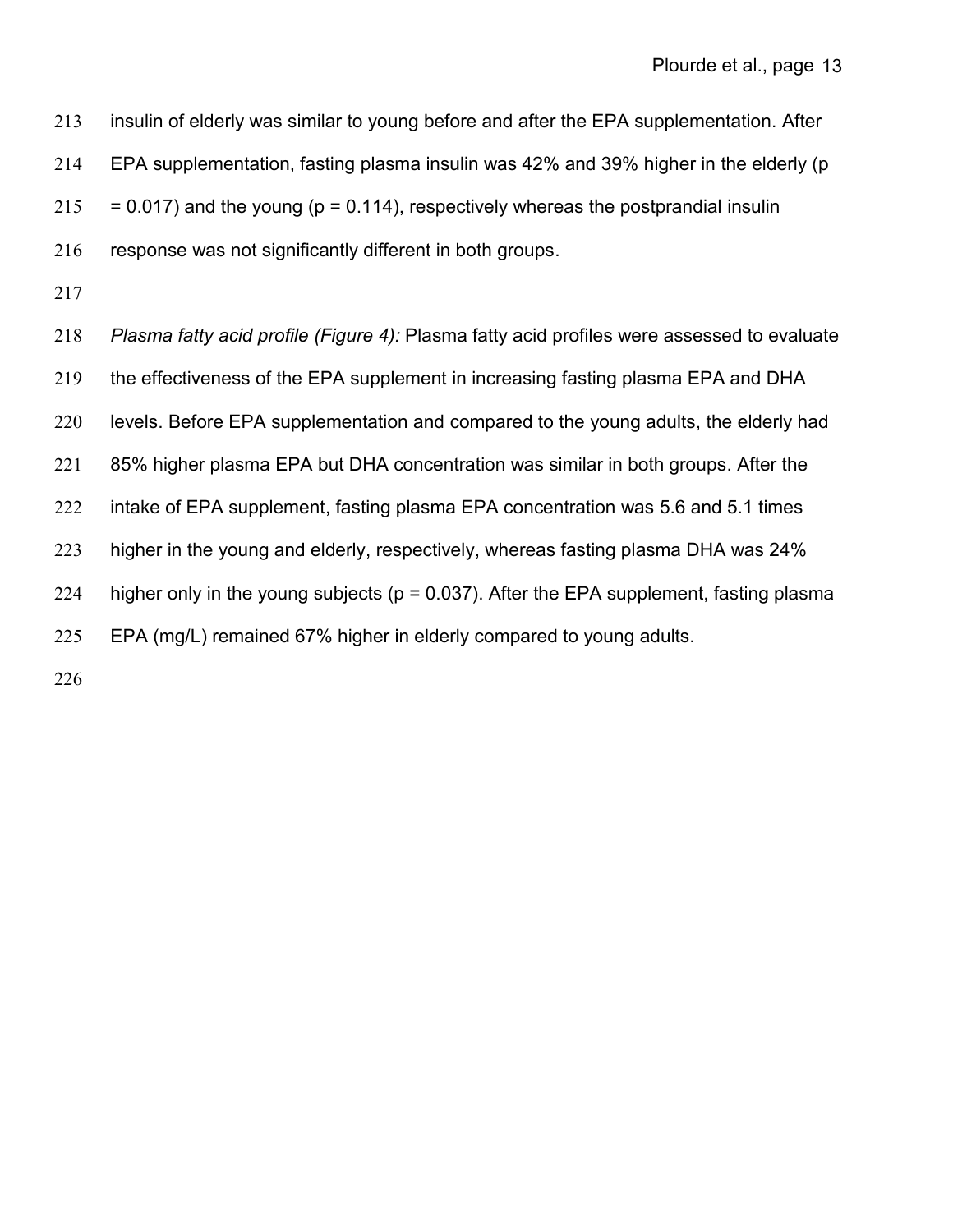insulin of elderly was similar to young before and after the EPA supplementation. After EPA supplementation, fasting plasma insulin was 42% and 39% higher in the elderly ($p = 0.017$) and the young ($p = 0.114$), respectively whereas the postprandial insulin response was not significantly different in both groups.

*Plasma fatty acid profile (Figure 4):* Plasma fatty acid profiles were assessed to evaluate the effectiveness of the EPA supplement in increasing fasting plasma EPA and DHA levels. Before EPA supplementation and compared to the young adults, the elderly had 85% higher plasma EPA but DHA concentration was similar in both groups. After the intake of EPA supplement, fasting plasma EPA concentration was 5.6 and 5.1 times higher in the young and elderly, respectively, whereas fasting plasma DHA was 24% higher only in the young subjects ($p = 0.037$). After the EPA supplement, fasting plasma EPA (mg/L) remained 67% higher in elderly compared to young adults.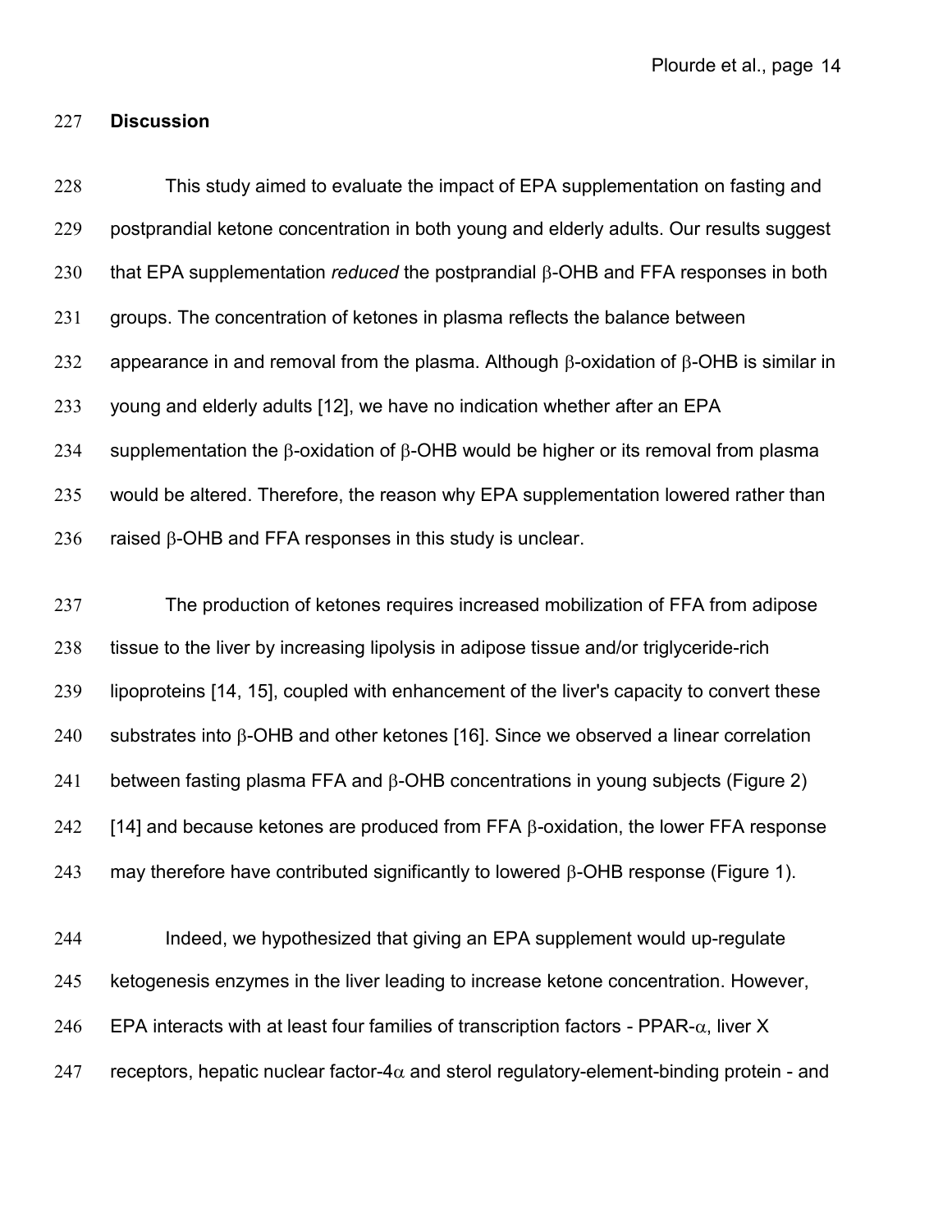## Discussion

This study aimed to evaluate the impact of EPA supplementation on fasting and postprandial ketone concentration in both young and elderly adults. Our results suggest that EPA supplementation *reduced* the postprandial β-OHB and FFA responses in both groups. The concentration of ketones in plasma reflects the balance between appearance in and removal from the plasma. Although β-oxidation of β-OHB is similar in young and elderly adults [12], we have no indication whether after an EPA supplementation the β-oxidation of β-OHB would be higher or its removal from plasma would be altered. Therefore, the reason why EPA supplementation lowered rather than raised β-OHB and FFA responses in this study is unclear.

The production of ketones requires increased mobilization of FFA from adipose tissue to the liver by increasing lipolysis in adipose tissue and/or triglyceride-rich lipoproteins [14, 15], coupled with enhancement of the liver's capacity to convert these substrates into β-OHB and other ketones [16]. Since we observed a linear correlation between fasting plasma FFA and β-OHB concentrations in young subjects (Figure 2) [14] and because ketones are produced from FFA β-oxidation, the lower FFA response may therefore have contributed significantly to lowered β-OHB response (Figure 1).

Indeed, we hypothesized that giving an EPA supplement would up-regulate ketogenesis enzymes in the liver leading to increase ketone concentration. However, EPA interacts with at least four families of transcription factors - PPAR-α, liver X receptors, hepatic nuclear factor-4α and sterol regulatory-element-binding protein - and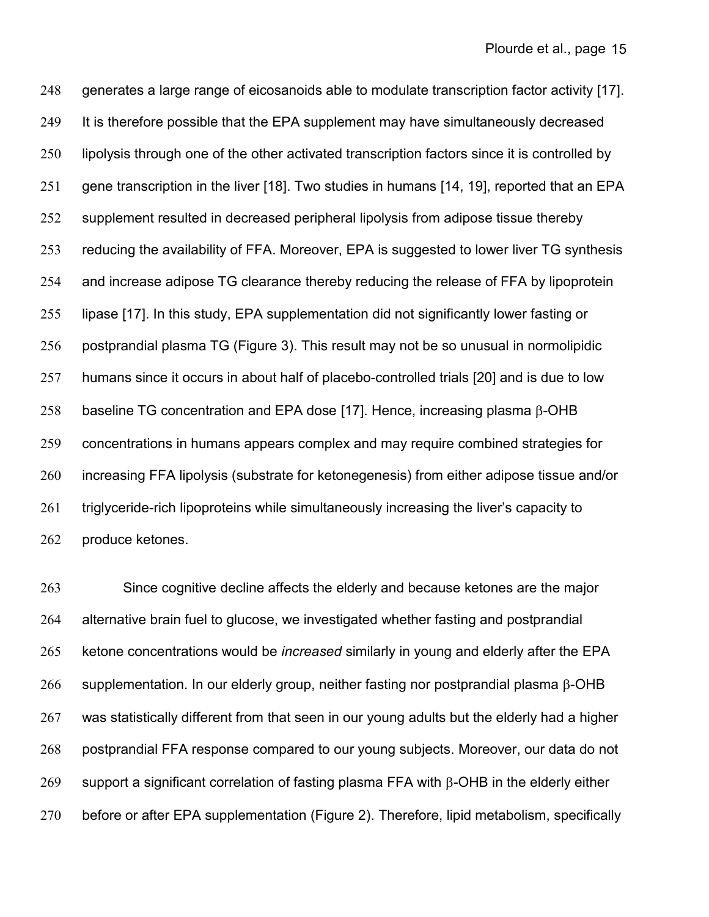generates a large range of eicosanoids able to modulate transcription factor activity [17]. It is therefore possible that the EPA supplement may have simultaneously decreased lipolysis through one of the other activated transcription factors since it is controlled by gene transcription in the liver [18]. Two studies in humans [14, 19], reported that an EPA supplement resulted in decreased peripheral lipolysis from adipose tissue thereby reducing the availability of FFA. Moreover, EPA is suggested to lower liver TG synthesis and increase adipose TG clearance thereby reducing the release of FFA by lipoprotein lipase [17]. In this study, EPA supplementation did not significantly lower fasting or postprandial plasma TG (Figure 3). This result may not be so unusual in normolipidic humans since it occurs in about half of placebo-controlled trials [20] and is due to low baseline TG concentration and EPA dose [17]. Hence, increasing plasma β-OHB concentrations in humans appears complex and may require combined strategies for increasing FFA lipolysis (substrate for ketonegenesis) from either adipose tissue and/or triglyceride-rich lipoproteins while simultaneously increasing the liver's capacity to produce ketones.

Since cognitive decline affects the elderly and because ketones are the major alternative brain fuel to glucose, we investigated whether fasting and postprandial ketone concentrations would be *increased* similarly in young and elderly after the EPA supplementation. In our elderly group, neither fasting nor postprandial plasma β-OHB was statistically different from that seen in our young adults but the elderly had a higher postprandial FFA response compared to our young subjects. Moreover, our data do not support a significant correlation of fasting plasma FFA with β-OHB in the elderly either before or after EPA supplementation (Figure 2). Therefore, lipid metabolism, specifically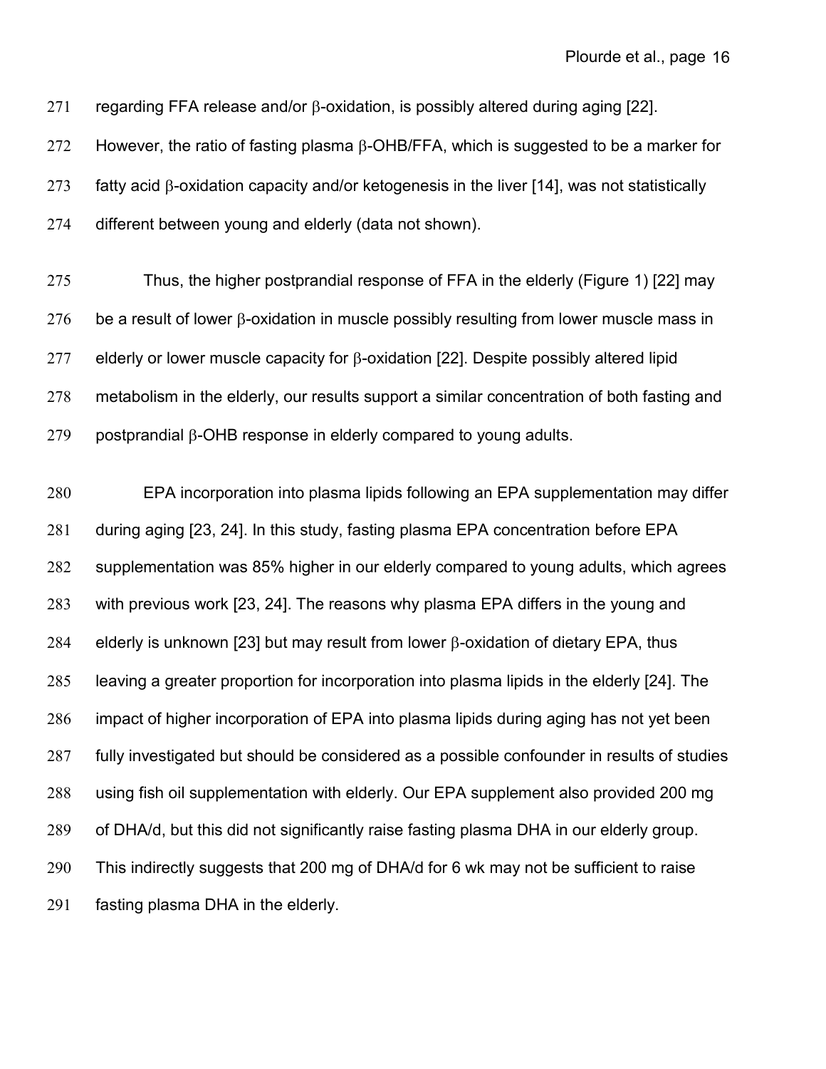regarding FFA release and/or β-oxidation, is possibly altered during aging [22]. However, the ratio of fasting plasma β-OHB/FFA, which is suggested to be a marker for fatty acid β-oxidation capacity and/or ketogenesis in the liver [14], was not statistically different between young and elderly (data not shown).

Thus, the higher postprandial response of FFA in the elderly (Figure 1) [22] may be a result of lower β-oxidation in muscle possibly resulting from lower muscle mass in elderly or lower muscle capacity for β-oxidation [22]. Despite possibly altered lipid metabolism in the elderly, our results support a similar concentration of both fasting and postprandial β-OHB response in elderly compared to young adults.

EPA incorporation into plasma lipids following an EPA supplementation may differ during aging [23, 24]. In this study, fasting plasma EPA concentration before EPA supplementation was 85% higher in our elderly compared to young adults, which agrees with previous work [23, 24]. The reasons why plasma EPA differs in the young and elderly is unknown [23] but may result from lower β-oxidation of dietary EPA, thus leaving a greater proportion for incorporation into plasma lipids in the elderly [24]. The impact of higher incorporation of EPA into plasma lipids during aging has not yet been fully investigated but should be considered as a possible confounder in results of studies using fish oil supplementation with elderly. Our EPA supplement also provided 200 mg of DHA/d, but this did not significantly raise fasting plasma DHA in our elderly group. This indirectly suggests that 200 mg of DHA/d for 6 wk may not be sufficient to raise fasting plasma DHA in the elderly.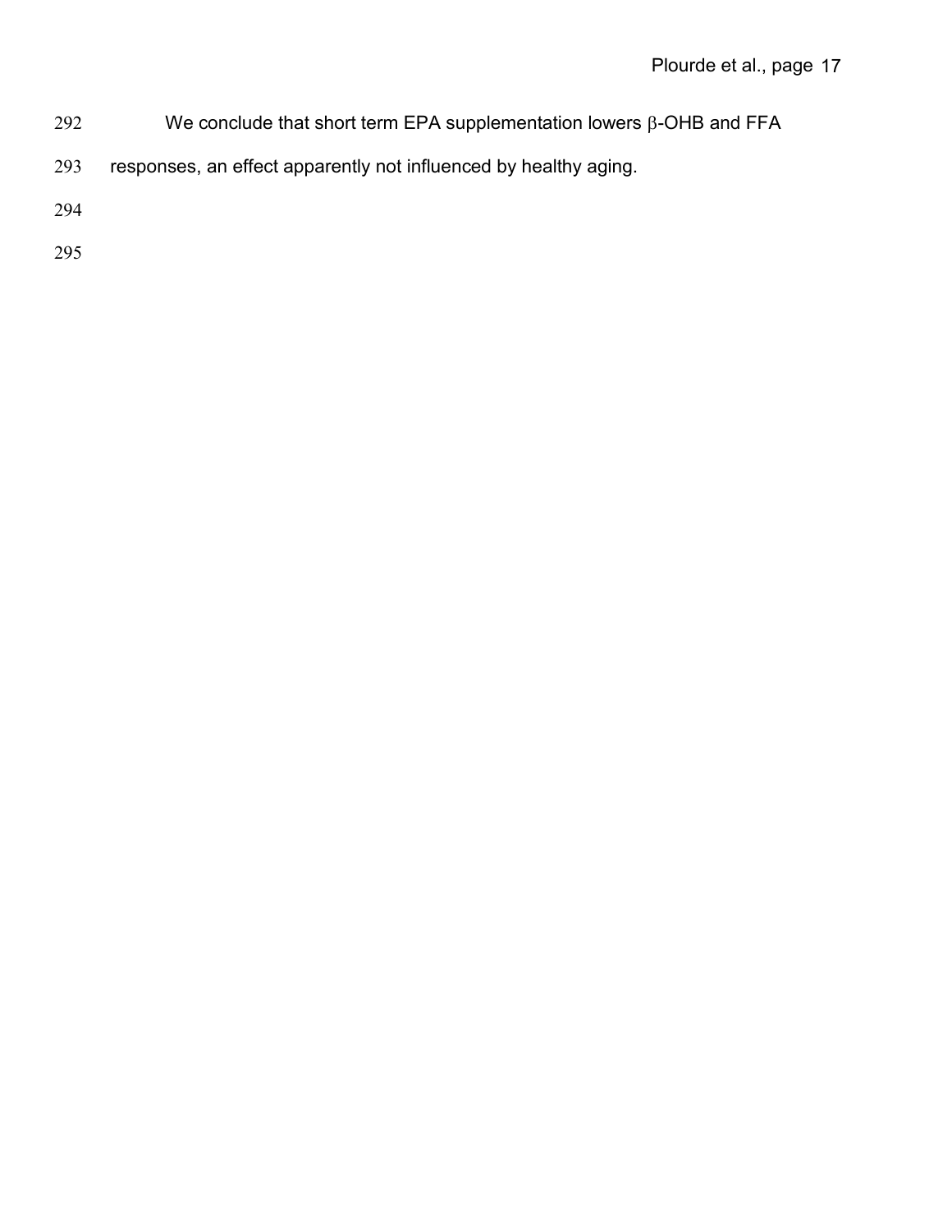We conclude that short term EPA supplementation lowers β-OHB and FFA responses, an effect apparently not influenced by healthy aging.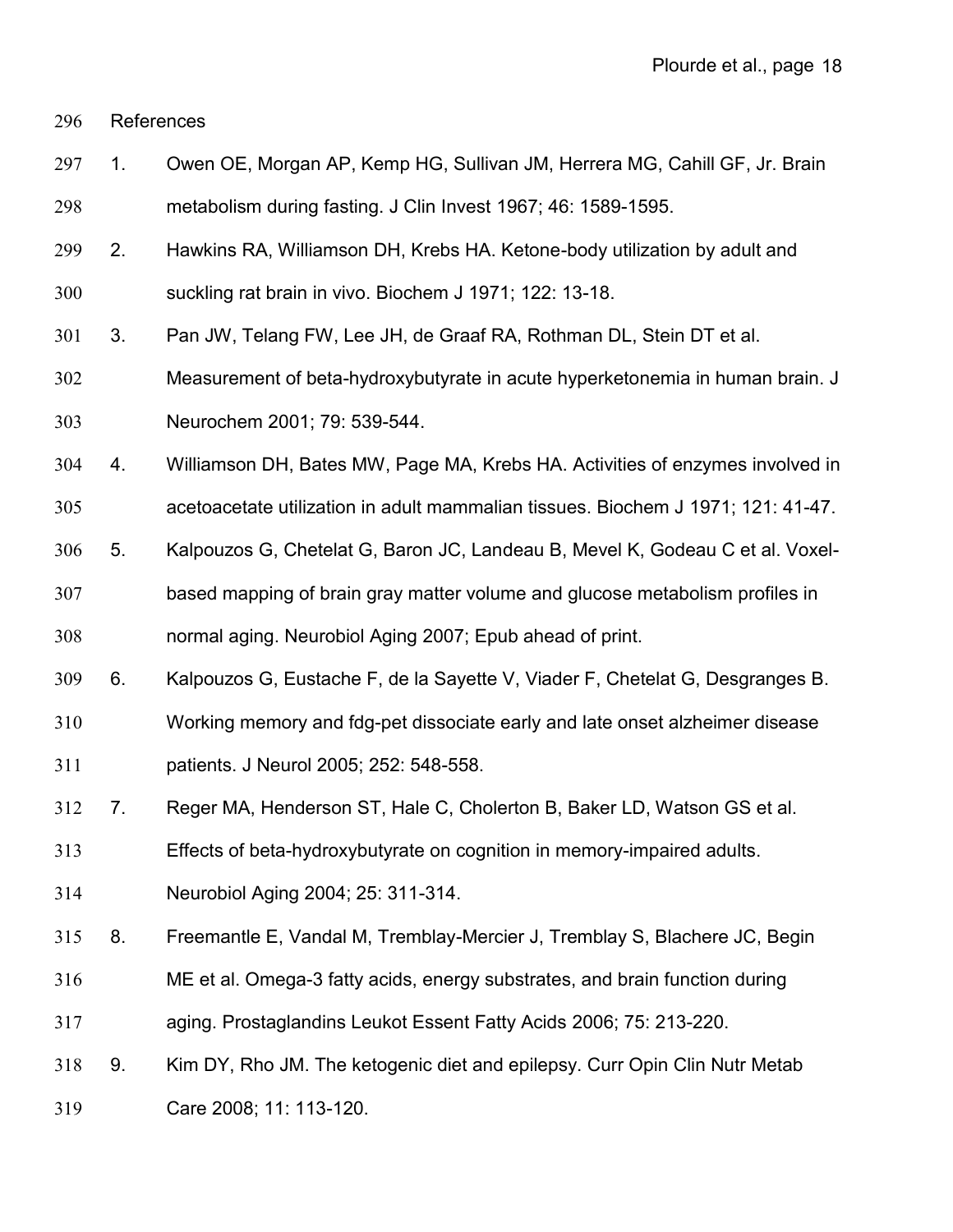## References

1. Owen OE, Morgan AP, Kemp HG, Sullivan JM, Herrera MG, Cahill GF, Jr. Brain metabolism during fasting. J Clin Invest 1967; 46: 1589-1595.
2. Hawkins RA, Williamson DH, Krebs HA. Ketone-body utilization by adult and suckling rat brain in vivo. Biochem J 1971; 122: 13-18.
3. Pan JW, Telang FW, Lee JH, de Graaf RA, Rothman DL, Stein DT et al. Measurement of beta-hydroxybutyrate in acute hyperketonemia in human brain. J Neurochem 2001; 79: 539-544.
4. Williamson DH, Bates MW, Page MA, Krebs HA. Activities of enzymes involved in acetoacetate utilization in adult mammalian tissues. Biochem J 1971; 121: 41-47.
5. Kalpouzos G, Chetelat G, Baron JC, Landeau B, Mevel K, Godeau C et al. Voxel-based mapping of brain gray matter volume and glucose metabolism profiles in normal aging. Neurobiol Aging 2007; Epub ahead of print.
6. Kalpouzos G, Eustache F, de la Sayette V, Viader F, Chetelat G, Desgranges B. Working memory and fdg-pet dissociate early and late onset alzheimer disease patients. J Neurol 2005; 252: 548-558.
7. Reger MA, Henderson ST, Hale C, Cholerton B, Baker LD, Watson GS et al. Effects of beta-hydroxybutyrate on cognition in memory-impaired adults. Neurobiol Aging 2004; 25: 311-314.
8. Freemantle E, Vandal M, Tremblay-Mercier J, Tremblay S, Blachere JC, Begin ME et al. Omega-3 fatty acids, energy substrates, and brain function during aging. Prostaglandins Leukot Essent Fatty Acids 2006; 75: 213-220.
9. Kim DY, Rho JM. The ketogenic diet and epilepsy. Curr Opin Clin Nutr Metab Care 2008; 11: 113-120.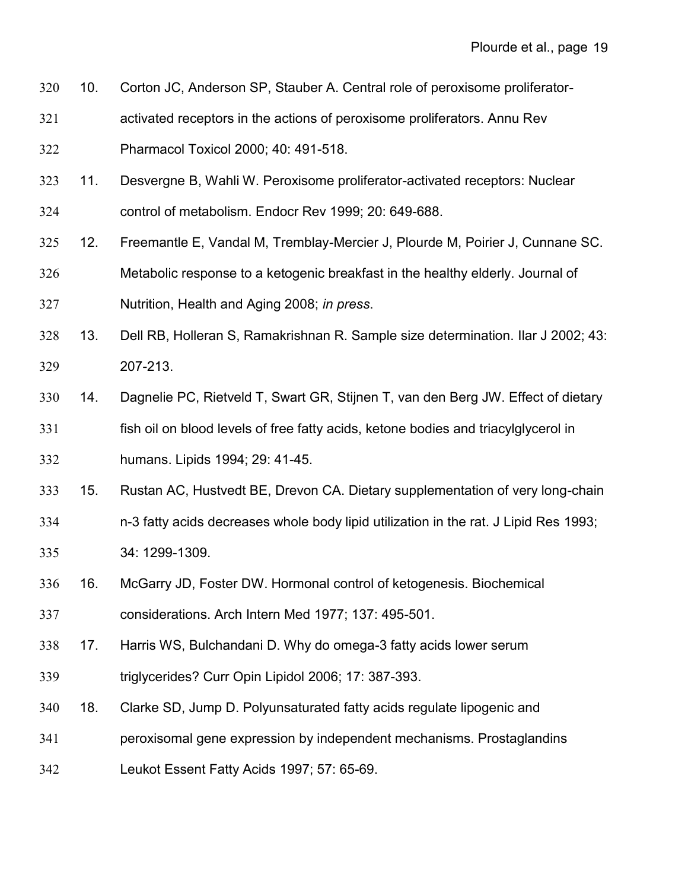10. Corton JC, Anderson SP, Stauber A. Central role of peroxisome proliferator-activated receptors in the actions of peroxisome proliferators. Annu Rev Pharmacol Toxicol 2000; 40: 491-518.
11. Desvergne B, Wahli W. Peroxisome proliferator-activated receptors: Nuclear control of metabolism. Endocr Rev 1999; 20: 649-688.
12. Freemantle E, Vandal M, Tremblay-Mercier J, Plourde M, Poirier J, Cunnane SC. Metabolic response to a ketogenic breakfast in the healthy elderly. Journal of Nutrition, Health and Aging 2008; *in press*.
13. Dell RB, Holleran S, Ramakrishnan R. Sample size determination. Ilar J 2002; 43: 207-213.
14. Dagnelie PC, Rietveld T, Swart GR, Stijnen T, van den Berg JW. Effect of dietary fish oil on blood levels of free fatty acids, ketone bodies and triacylglycerol in humans. Lipids 1994; 29: 41-45.
15. Rustan AC, Hustvedt BE, Drevon CA. Dietary supplementation of very long-chain n-3 fatty acids decreases whole body lipid utilization in the rat. J Lipid Res 1993; 34: 1299-1309.
16. McGarry JD, Foster DW. Hormonal control of ketogenesis. Biochemical considerations. Arch Intern Med 1977; 137: 495-501.
17. Harris WS, Bulchandani D. Why do omega-3 fatty acids lower serum triglycerides? Curr Opin Lipidol 2006; 17: 387-393.
18. Clarke SD, Jump D. Polyunsaturated fatty acids regulate lipogenic and peroxisomal gene expression by independent mechanisms. Prostaglandins Leukot Essent Fatty Acids 1997; 57: 65-69.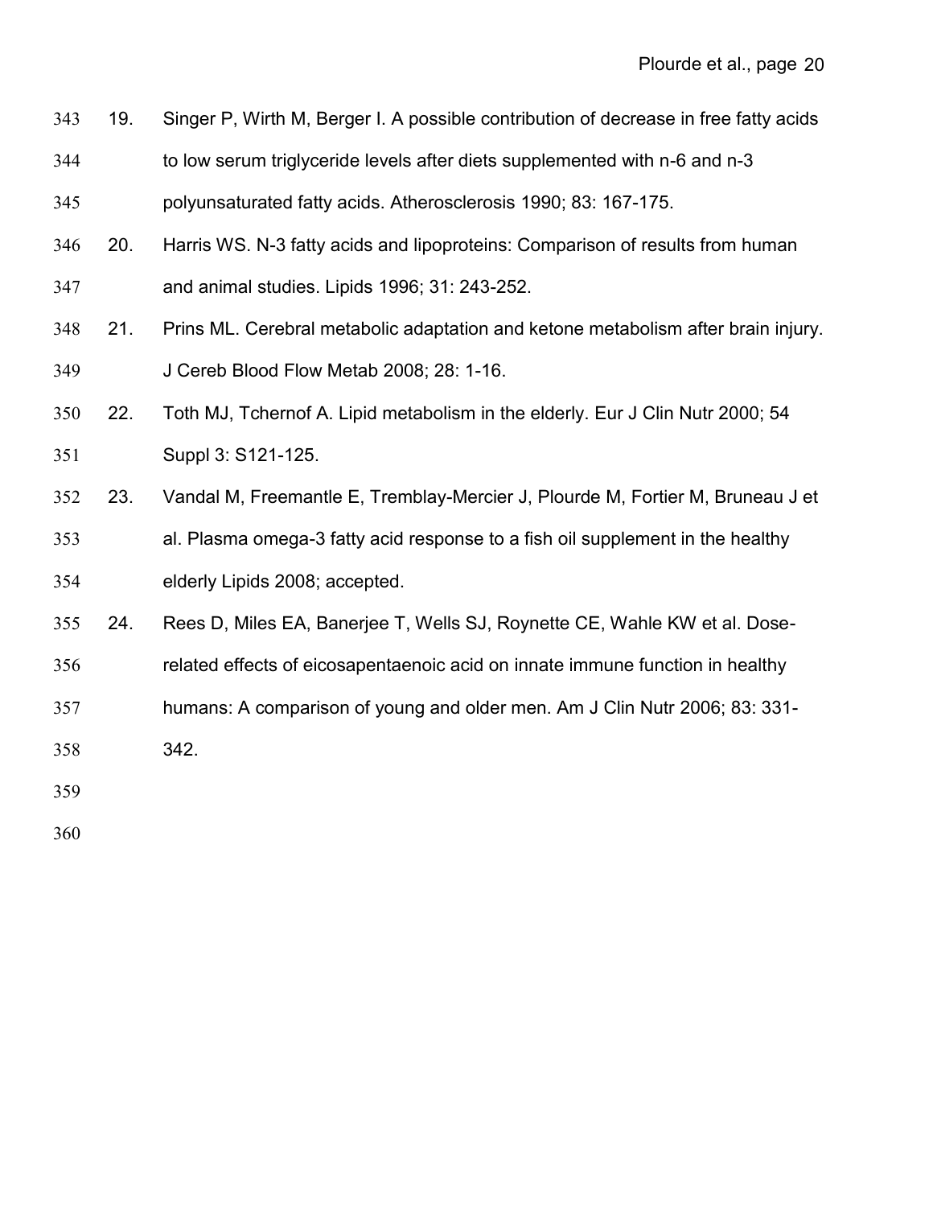19. Singer P, Wirth M, Berger I. A possible contribution of decrease in free fatty acids to low serum triglyceride levels after diets supplemented with n-6 and n-3 polyunsaturated fatty acids. Atherosclerosis 1990; 83: 167-175.

20. Harris WS. N-3 fatty acids and lipoproteins: Comparison of results from human and animal studies. Lipids 1996; 31: 243-252.

21. Prins ML. Cerebral metabolic adaptation and ketone metabolism after brain injury. J Cereb Blood Flow Metab 2008; 28: 1-16.

22. Toth MJ, Tchernof A. Lipid metabolism in the elderly. Eur J Clin Nutr 2000; 54 Suppl 3: S121-125.

23. Vandal M, Freemantle E, Tremblay-Mercier J, Plourde M, Fortier M, Bruneau J et al. Plasma omega-3 fatty acid response to a fish oil supplement in the healthy elderly Lipids 2008; accepted.

24. Rees D, Miles EA, Banerjee T, Wells SJ, Roynette CE, Wahle KW et al. Dose-related effects of eicosapentaenoic acid on innate immune function in healthy humans: A comparison of young and older men. Am J Clin Nutr 2006; 83: 331-342.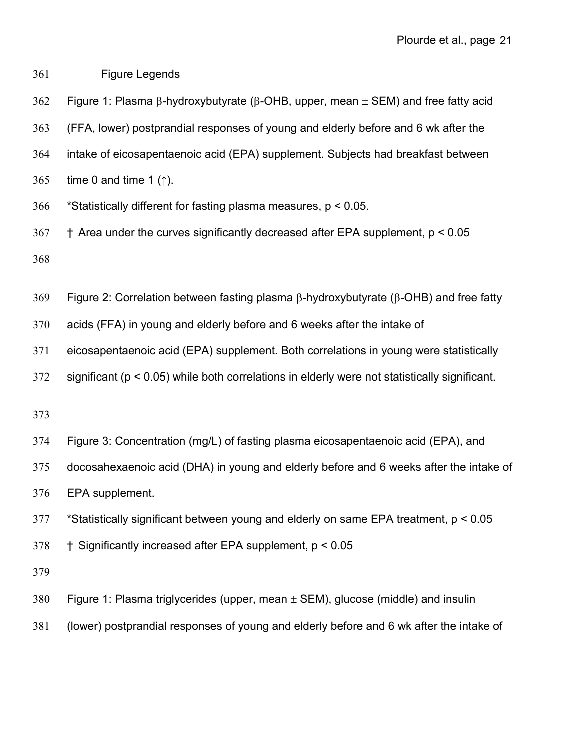## Figure Legends

Figure 1: Plasma β-hydroxybutyrate (β-OHB, upper, mean ± SEM) and free fatty acid (FFA, lower) postprandial responses of young and elderly before and 6 wk after the intake of eicosapentaenoic acid (EPA) supplement. Subjects had breakfast between time 0 and time 1 (↑).

*Statistically different for fasting plasma measures, $p < 0.05$.

† Area under the curves significantly decreased after EPA supplement, $p < 0.05$

Figure 2: Correlation between fasting plasma β-hydroxybutyrate (β-OHB) and free fatty acids (FFA) in young and elderly before and 6 weeks after the intake of eicosapentaenoic acid (EPA) supplement. Both correlations in young were statistically significant ($p < 0.05$) while both correlations in elderly were not statistically significant.

Figure 3: Concentration (mg/L) of fasting plasma eicosapentaenoic acid (EPA), and docosahexaenoic acid (DHA) in young and elderly before and 6 weeks after the intake of EPA supplement.

*Statistically significant between young and elderly on same EPA treatment, $p < 0.05$

† Significantly increased after EPA supplement, $p < 0.05$

Figure 1: Plasma triglycerides (upper, mean ± SEM), glucose (middle) and insulin (lower) postprandial responses of young and elderly before and 6 wk after the intake of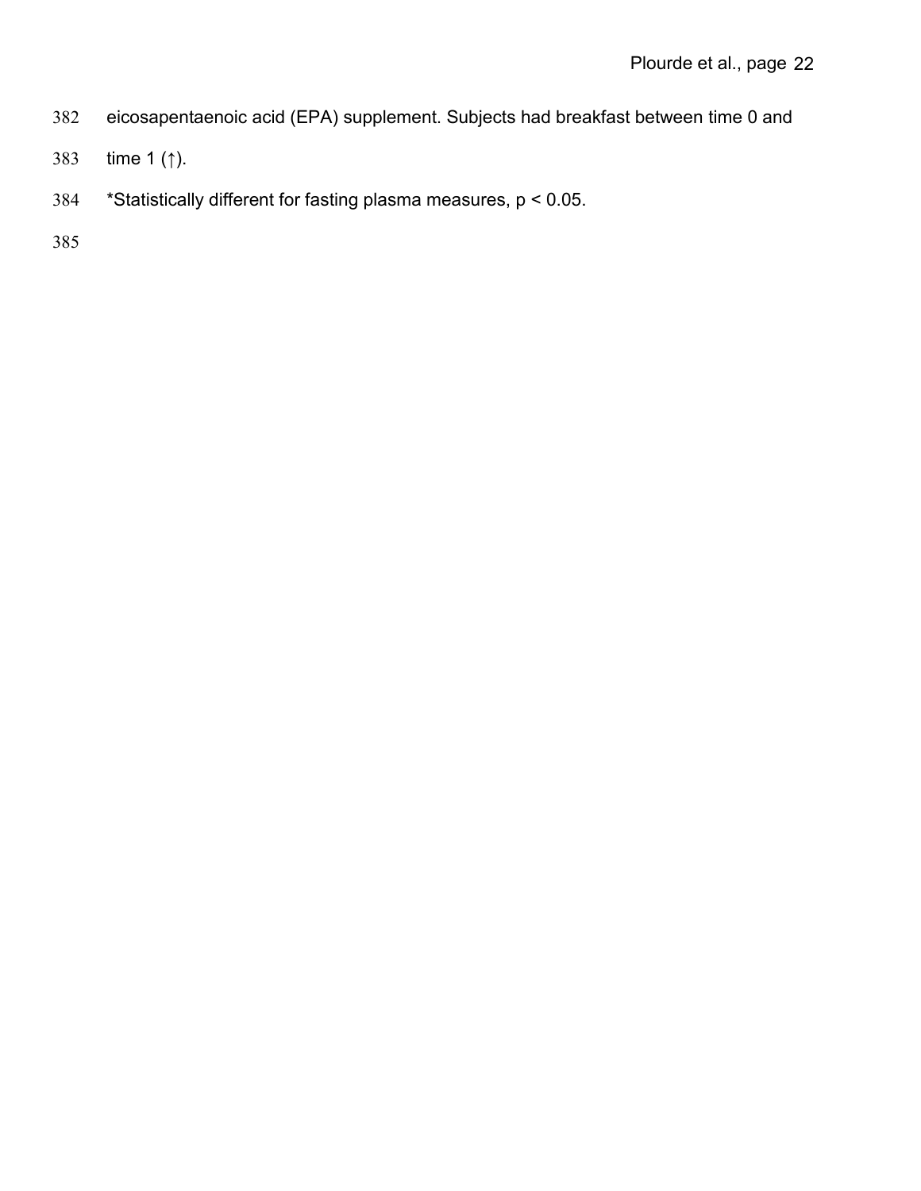eicosapentaenoic acid (EPA) supplement. Subjects had breakfast between time 0 and time 1 (↑).

*Statistically different for fasting plasma measures, $p < 0.05$.